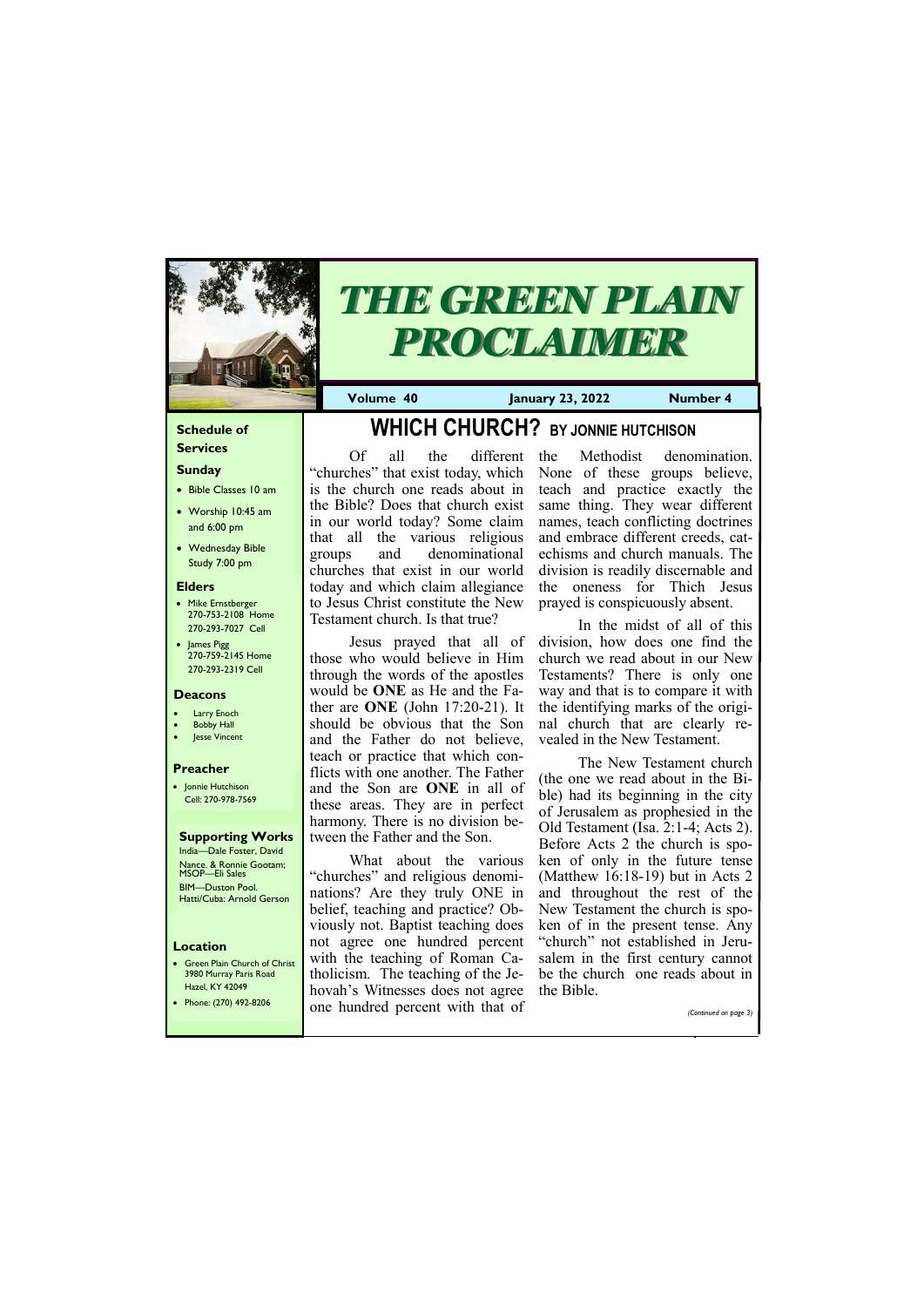# THE GREEN PLAIN PROCLAIMER

**Volume 40** **January 23, 2022** **Number 4**

## Schedule of Services

### Sunday

- Bible Classes 10 am
- Worship 10:45 am and 6:00 pm
- Wednesday Bible Study 7:00 pm

### Elders

- Mike Ernstberger 270-753-2108 Home 270-293-7027 Cell
- James Pigg 270-759-2145 Home 270-293-2319 Cell

### Deacons

- Larry Enoch
- Bobby Hall
- Jesse Vincent

### Preacher

- Jonnie Hutchison Cell: 270-978-7569

### Supporting Works

India—Dale Foster, David Nance. & Ronnie Gootam; MSOP—Eli Sales

BIM—Duston Pool. Hatti/Cuba: Arnold Gerson

### Location

- Green Plain Church of Christ 3980 Murray Paris Road Hazel, KY 42049
- Phone: (270) 492-8206

# WHICH CHURCH? BY JONNIE HUTCHISON

Of all the different "churches" that exist today, which is the church one reads about in the Bible? Does that church exist in our world today? Some claim that all the various religious groups and denominational churches that exist in our world today and which claim allegiance to Jesus Christ constitute the New Testament church. Is that true?

Jesus prayed that all of those who would believe in Him through the words of the apostles would be **ONE** as He and the Father are **ONE** (John 17:20-21). It should be obvious that the Son and the Father do not believe, teach or practice that which conflicts with one another. The Father and the Son are **ONE** in all of these areas. They are in perfect harmony. There is no division between the Father and the Son.

What about the various "churches" and religious denominations? Are they truly ONE in belief, teaching and practice? Obviously not. Baptist teaching does not agree one hundred percent with the teaching of Roman Catholicism. The teaching of the Jehovah's Witnesses does not agree one hundred percent with that of the Methodist denomination. None of these groups believe, teach and practice exactly the same thing. They wear different names, teach conflicting doctrines and embrace different creeds, catechisms and church manuals. The division is readily discernable and the oneness for Thich Jesus prayed is conspicuously absent.

In the midst of all of this division, how does one find the church we read about in our New Testaments? There is only one way and that is to compare it with the identifying marks of the original church that are clearly revealed in the New Testament.

The New Testament church (the one we read about in the Bible) had its beginning in the city of Jerusalem as prophesied in the Old Testament (Isa. 2:1-4; Acts 2). Before Acts 2 the church is spoken of only in the future tense (Matthew 16:18-19) but in Acts 2 and throughout the rest of the New Testament the church is spoken of in the present tense. Any "church" not established in Jerusalem in the first century cannot be the church one reads about in the Bible.

*(Continued on page 3)*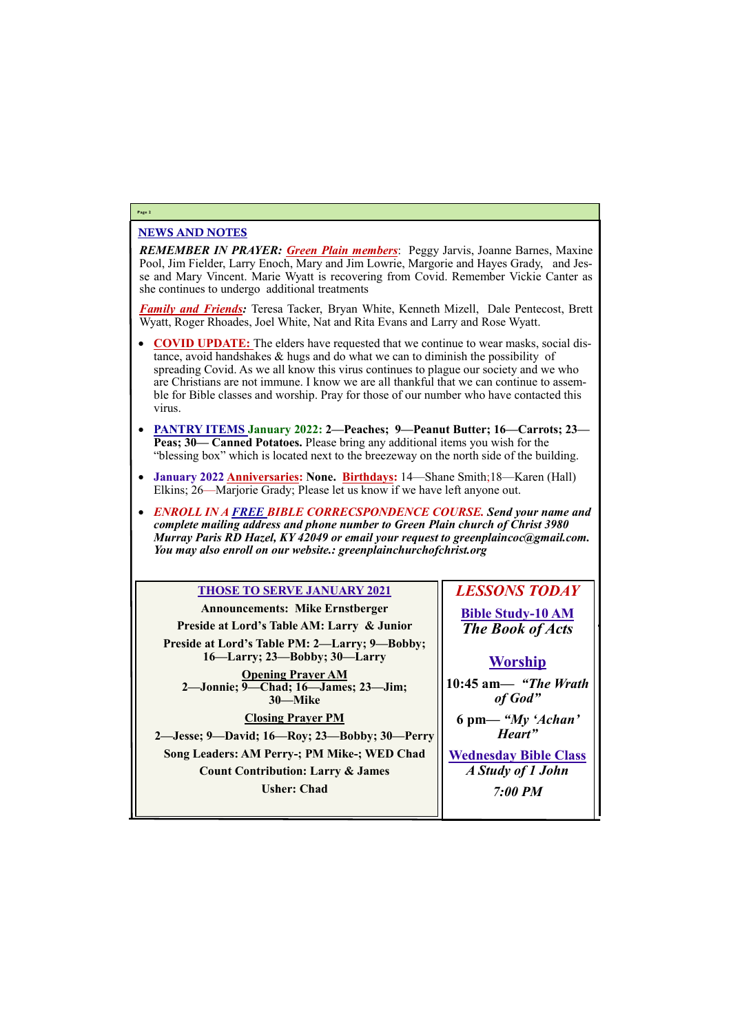## NEWS AND NOTES

***REMEMBER IN PRAYER:*** ***Green Plain members***: Peggy Jarvis, Joanne Barnes, Maxine Pool, Jim Fielder, Larry Enoch, Mary and Jim Lowrie, Margorie and Hayes Grady, and Jesse and Mary Vincent. Marie Wyatt is recovering from Covid. Remember Vickie Canter as she continues to undergo additional treatments

***Family and Friends:*** Teresa Tacker, Bryan White, Kenneth Mizell, Dale Pentecost, Brett Wyatt, Roger Rhoades, Joel White, Nat and Rita Evans and Larry and Rose Wyatt.

- **COVID UPDATE:** The elders have requested that we continue to wear masks, social distance, avoid handshakes & hugs and do what we can to diminish the possibility of spreading Covid. As we all know this virus continues to plague our society and we who are Christians are not immune. I know we are all thankful that we can continue to assemble for Bible classes and worship. Pray for those of our number who have contacted this virus.
- **PANTRY ITEMS January 2022: 2—Peaches; 9—Peanut Butter; 16—Carrots; 23—Peas; 30— Canned Potatoes.** Please bring any additional items you wish for the "blessing box" which is located next to the breezeway on the north side of the building.
- **January 2022 Anniversaries: None. Birthdays:** 14—Shane Smith;18—Karen (Hall) Elkins; 26—Marjorie Grady; Please let us know if we have left anyone out.
- ***ENROLL IN A FREE BIBLE CORRECSPONDENCE COURSE. Send your name and complete mailing address and phone number to Green Plain church of Christ 3980 Murray Paris RD Hazel, KY 42049 or email your request to greenplaincoc@gmail.com. You may also enroll on our website.: greenplainchurchofchrist.org***

### THOSE TO SERVE JANUARY 2021

**Announcements: Mike Ernstberger**

**Preside at Lord's Table AM: Larry & Junior**

**Preside at Lord's Table PM: 2—Larry; 9—Bobby; 16—Larry; 23—Bobby; 30—Larry**

**Opening Prayer AM**
**2—Jonnie; 9—Chad; 16—James; 23—Jim; 30—Mike**

**Closing Prayer PM**

**2—Jesse; 9—David; 16—Roy; 23—Bobby; 30—Perry**

**Song Leaders: AM Perry-; PM Mike-; WED Chad**

**Count Contribution: Larry & James**

**Usher: Chad**

### *LESSONS TODAY*

**Bible Study-10 AM**
*The Book of Acts*

**Worship**

**10:45 am— *"The Wrath of God"***

**6 pm— *"My 'Achan' Heart"***

**Wednesday Bible Class**
*A Study of 1 John*

*7:00 PM*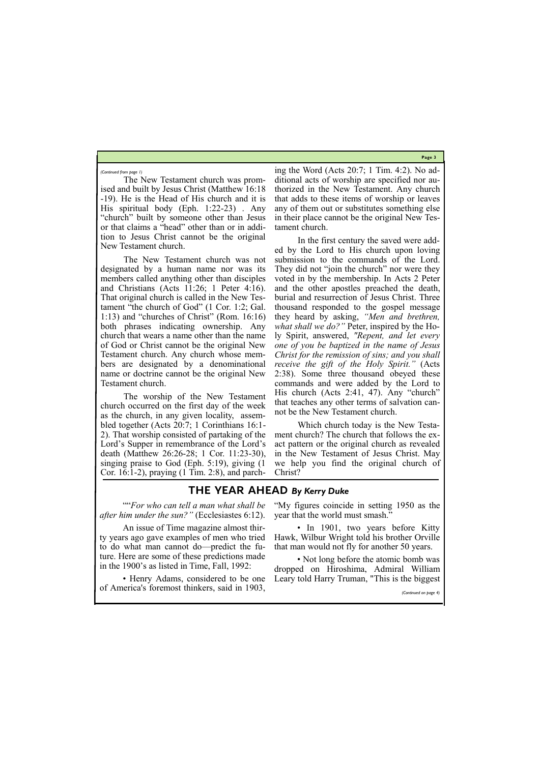*(Continued from page 1)*

The New Testament church was promised and built by Jesus Christ (Matthew 16:18-19). He is the Head of His church and it is His spiritual body (Eph. 1:22-23) . Any "church" built by someone other than Jesus or that claims a "head" other than or in addition to Jesus Christ cannot be the original New Testament church.

The New Testament church was not designated by a human name nor was its members called anything other than disciples and Christians (Acts 11:26; 1 Peter 4:16). That original church is called in the New Testament "the church of God" (1 Cor. 1:2; Gal. 1:13) and "churches of Christ" (Rom. 16:16) both phrases indicating ownership. Any church that wears a name other than the name of God or Christ cannot be the original New Testament church. Any church whose members are designated by a denominational name or doctrine cannot be the original New Testament church.

The worship of the New Testament church occurred on the first day of the week as the church, in any given locality, assembled together (Acts 20:7; 1 Corinthians 16:1-2). That worship consisted of partaking of the Lord's Supper in remembrance of the Lord's death (Matthew 26:26-28; 1 Cor. 11:23-30), singing praise to God (Eph. 5:19), giving (1 Cor. 16:1-2), praying (1 Tim. 2:8), and parching the Word (Acts 20:7; 1 Tim. 4:2). No additional acts of worship are specified nor authorized in the New Testament. Any church that adds to these items of worship or leaves any of them out or substitutes something else in their place cannot be the original New Testament church.

In the first century the saved were added by the Lord to His church upon loving submission to the commands of the Lord. They did not "join the church" nor were they voted in by the membership. In Acts 2 Peter and the other apostles preached the death, burial and resurrection of Jesus Christ. Three thousand responded to the gospel message they heard by asking, *"Men and brethren, what shall we do?"* Peter, inspired by the Holy Spirit, answered, *"Repent, and let every one of you be baptized in the name of Jesus Christ for the remission of sins; and you shall receive the gift of the Holy Spirit."* (Acts 2:38). Some three thousand obeyed these commands and were added by the Lord to His church (Acts 2:41, 47). Any "church" that teaches any other terms of salvation cannot be the New Testament church.

Which church today is the New Testament church? The church that follows the exact pattern or the original church as revealed in the New Testament of Jesus Christ. May we help you find the original church of Christ?

## THE YEAR AHEAD *By Kerry Duke*

""*For who can tell a man what shall be after him under the sun?"* (Ecclesiastes 6:12).

An issue of Time magazine almost thirty years ago gave examples of men who tried to do what man cannot do—predict the future. Here are some of these predictions made in the 1900's as listed in Time, Fall, 1992:

• Henry Adams, considered to be one of America's foremost thinkers, said in 1903, "My figures coincide in setting 1950 as the year that the world must smash."

• In 1901, two years before Kitty Hawk, Wilbur Wright told his brother Orville that man would not fly for another 50 years.

• Not long before the atomic bomb was dropped on Hiroshima, Admiral William Leary told Harry Truman, "This is the biggest

*(Continued on page 4)*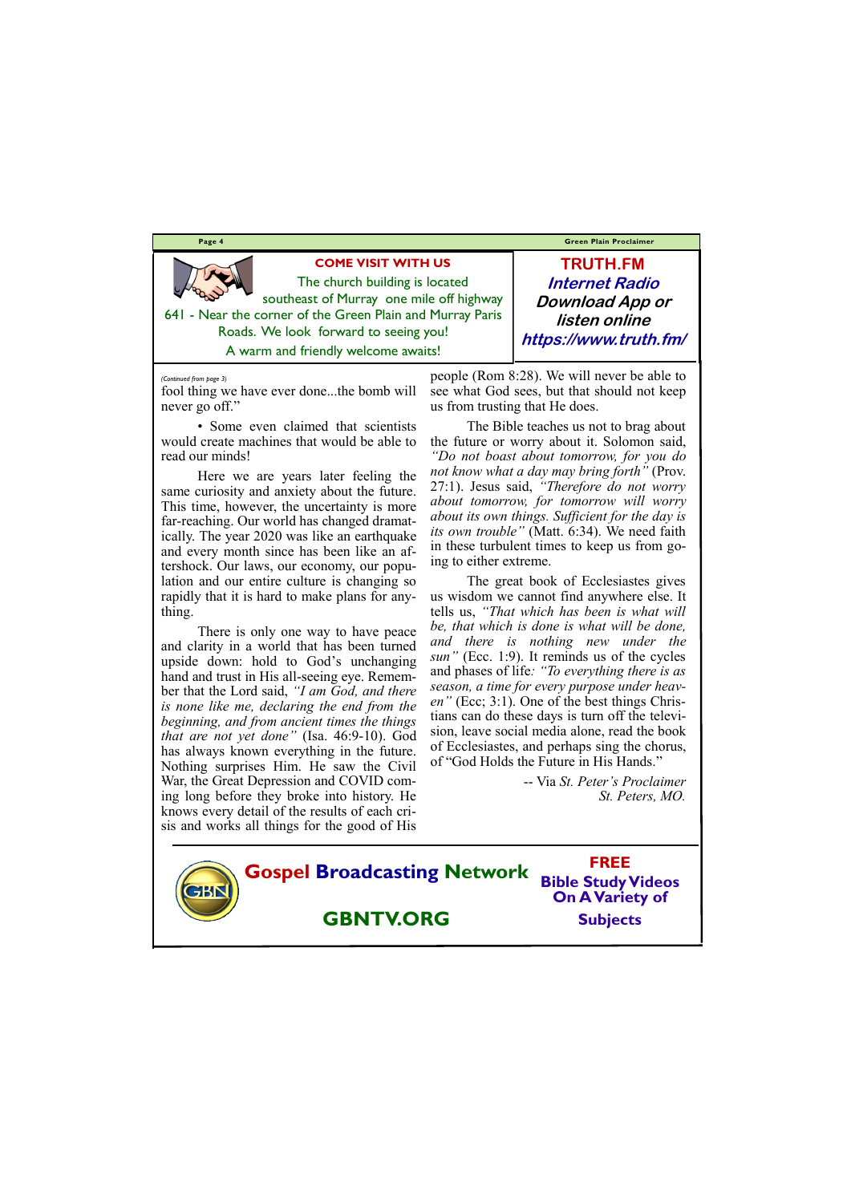**COME VISIT WITH US**

The church building is located southeast of Murray one mile off highway 641 - Near the corner of the Green Plain and Murray Paris Roads. We look forward to seeing you!

A warm and friendly welcome awaits!

**TRUTH.FM**

***Internet Radio***

***Download App or listen online***

***https://www.truth.fm/***

*(Continued from page 3)*

fool thing we have ever done...the bomb will never go off."

• Some even claimed that scientists would create machines that would be able to read our minds!

Here we are years later feeling the same curiosity and anxiety about the future. This time, however, the uncertainty is more far-reaching. Our world has changed dramatically. The year 2020 was like an earthquake and every month since has been like an aftershock. Our laws, our economy, our population and our entire culture is changing so rapidly that it is hard to make plans for anything.

There is only one way to have peace and clarity in a world that has been turned upside down: hold to God's unchanging hand and trust in His all-seeing eye. Remember that the Lord said, *"I am God, and there is none like me, declaring the end from the beginning, and from ancient times the things that are not yet done"* (Isa. 46:9-10). God has always known everything in the future. Nothing surprises Him. He saw the Civil War, the Great Depression and COVID coming long before they broke into history. He knows every detail of the results of each crisis and works all things for the good of His people (Rom 8:28). We will never be able to see what God sees, but that should not keep us from trusting that He does.

The Bible teaches us not to brag about the future or worry about it. Solomon said, *"Do not boast about tomorrow, for you do not know what a day may bring forth"* (Prov. 27:1). Jesus said, *"Therefore do not worry about tomorrow, for tomorrow will worry about its own things. Sufficient for the day is its own trouble"* (Matt. 6:34). We need faith in these turbulent times to keep us from going to either extreme.

The great book of Ecclesiastes gives us wisdom we cannot find anywhere else. It tells us, *"That which has been is what will be, that which is done is what will be done, and there is nothing new under the sun"* (Ecc. 1:9). It reminds us of the cycles and phases of life*: "To everything there is as season, a time for every purpose under heaven"* (Ecc; 3:1). One of the best things Christians can do these days is turn off the television, leave social media alone, read the book of Ecclesiastes, and perhaps sing the chorus, of "God Holds the Future in His Hands."

-- Via *St. Peter's Proclaimer*
*St. Peters, MO.*

**Gospel Broadcasting Network**

**GBNTV.ORG**

**FREE**
**Bible Study Videos On A Variety of Subjects**